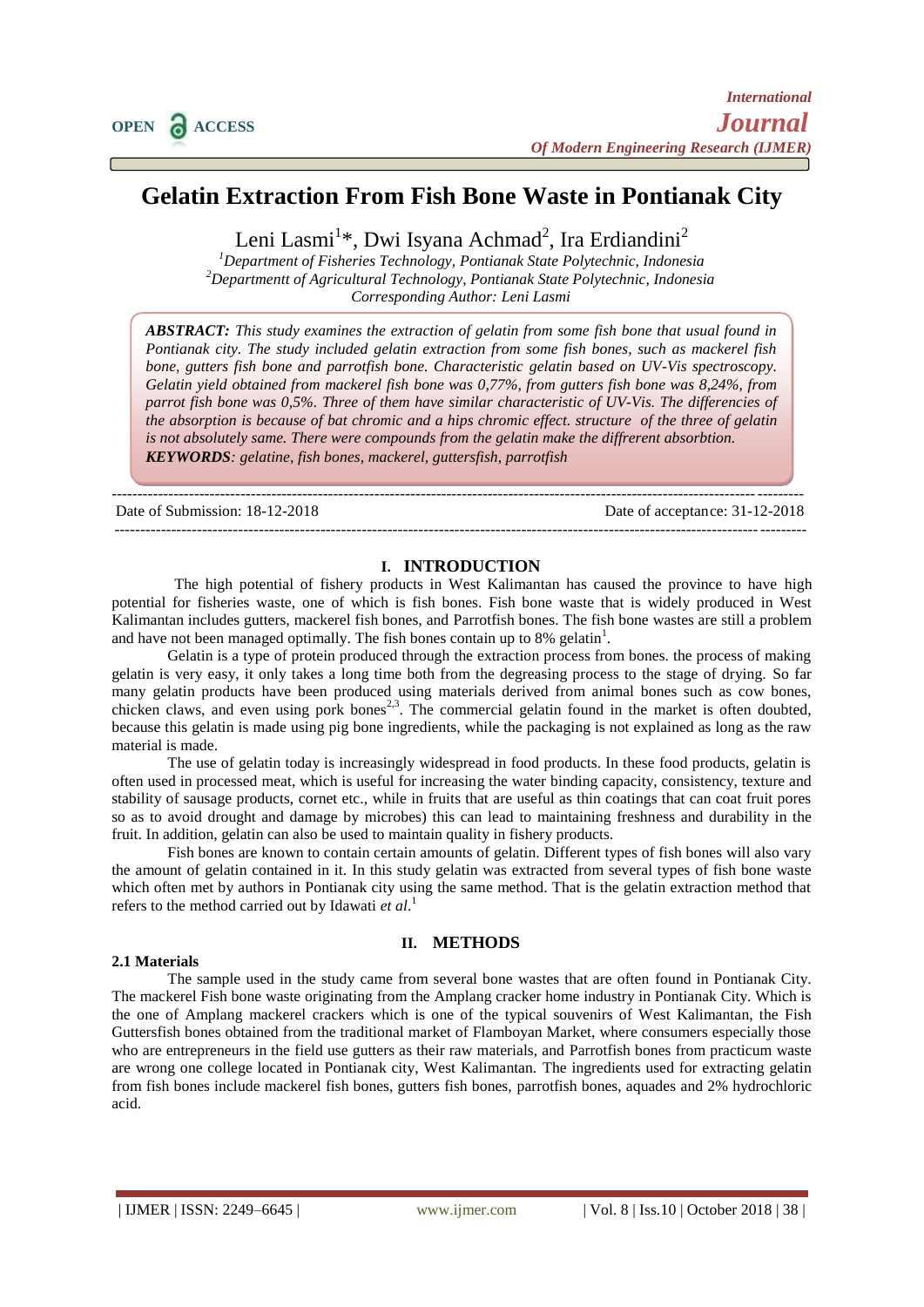# Gelatin Extraction From Fish Bone Waste in Pontianak City

Leni Lasmi[1]*, Dwi Isyana Achmad[2], Ira Erdiandini[2]

[1]Department of Fisheries Technology, Pontianak State Polytechnic, Indonesia
[2]Departmentt of Agricultural Technology, Pontianak State Polytechnic, Indonesia
Corresponding Author: Leni Lasmi

***ABSTRACT:*** *This study examines the extraction of gelatin from some fish bone that usual found in Pontianak city. The study included gelatin extraction from some fish bones, such as mackerel fish bone, gutters fish bone and parrotfish bone. Characteristic gelatin based on UV-Vis spectroscopy. Gelatin yield obtained from mackerel fish bone was 0,77%, from gutters fish bone was 8,24%, from parrot fish bone was 0,5%. Three of them have similar characteristic of UV-Vis. The differencies of the absorption is because of bat chromic and a hips chromic effect. structure of the three of gelatin is not absolutely same. There were compounds from the gelatin make the diffrerent absorbtion.*

***KEYWORDS****: gelatine, fish bones, mackerel, guttersfish, parrotfish*

Date of Submission: 18-12-2018 | Date of acceptance: 31-12-2018

## I. INTRODUCTION

The high potential of fishery products in West Kalimantan has caused the province to have high potential for fisheries waste, one of which is fish bones. Fish bone waste that is widely produced in West Kalimantan includes gutters, mackerel fish bones, and Parrotfish bones. The fish bone wastes are still a problem and have not been managed optimally. The fish bones contain up to 8% gelatin[1].

Gelatin is a type of protein produced through the extraction process from bones. the process of making gelatin is very easy, it only takes a long time both from the degreasing process to the stage of drying. So far many gelatin products have been produced using materials derived from animal bones such as cow bones, chicken claws, and even using pork bones[2,3]. The commercial gelatin found in the market is often doubted, because this gelatin is made using pig bone ingredients, while the packaging is not explained as long as the raw material is made.

The use of gelatin today is increasingly widespread in food products. In these food products, gelatin is often used in processed meat, which is useful for increasing the water binding capacity, consistency, texture and stability of sausage products, cornet etc., while in fruits that are useful as thin coatings that can coat fruit pores so as to avoid drought and damage by microbes) this can lead to maintaining freshness and durability in the fruit. In addition, gelatin can also be used to maintain quality in fishery products.

Fish bones are known to contain certain amounts of gelatin. Different types of fish bones will also vary the amount of gelatin contained in it. In this study gelatin was extracted from several types of fish bone waste which often met by authors in Pontianak city using the same method. That is the gelatin extraction method that refers to the method carried out by Idawati *et al*.[1]

## II. METHODS

### 2.1 Materials

The sample used in the study came from several bone wastes that are often found in Pontianak City. The mackerel Fish bone waste originating from the Amplang cracker home industry in Pontianak City. Which is the one of Amplang mackerel crackers which is one of the typical souvenirs of West Kalimantan, the Fish Guttersfish bones obtained from the traditional market of Flamboyan Market, where consumers especially those who are entrepreneurs in the field use gutters as their raw materials, and Parrotfish bones from practicum waste are wrong one college located in Pontianak city, West Kalimantan. The ingredients used for extracting gelatin from fish bones include mackerel fish bones, gutters fish bones, parrotfish bones, aquades and 2% hydrochloric acid.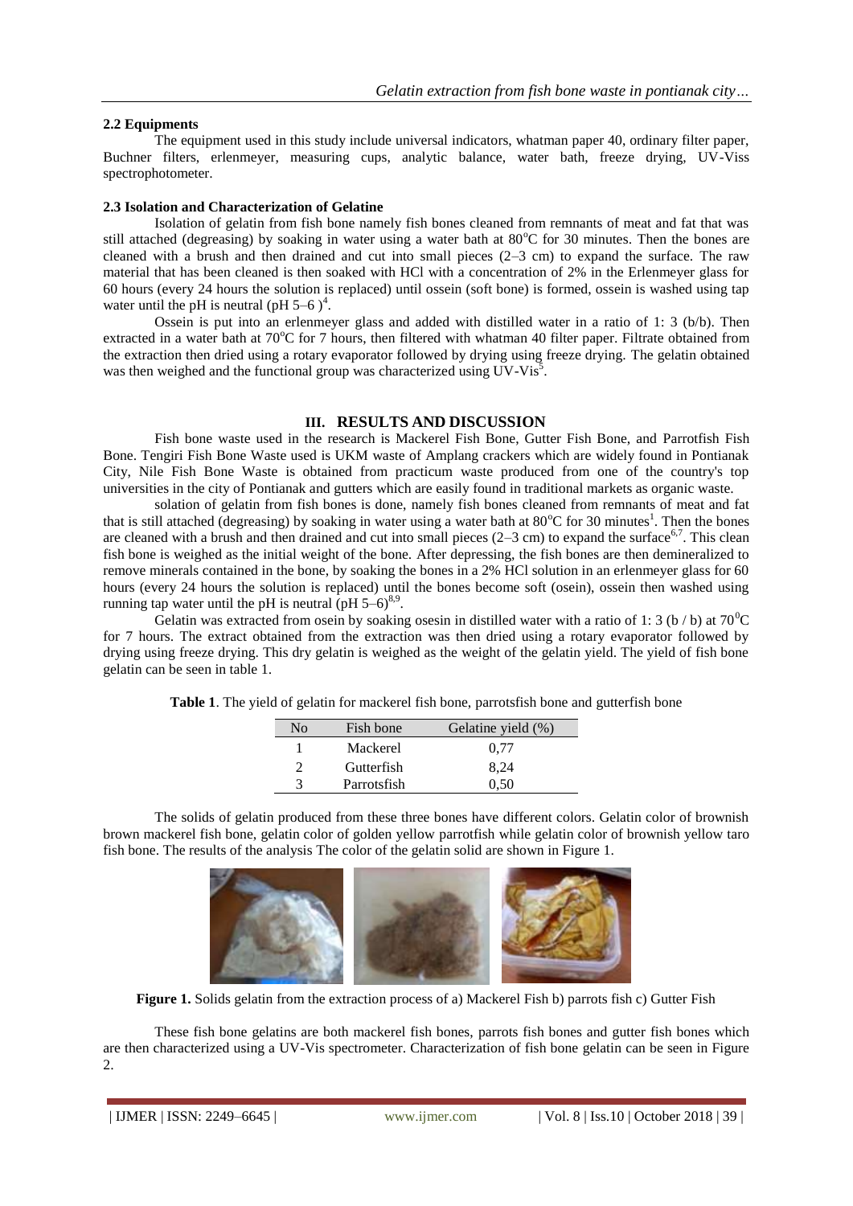### 2.2 Equipments

The equipment used in this study include universal indicators, whatman paper 40, ordinary filter paper, Buchner filters, erlenmeyer, measuring cups, analytic balance, water bath, freeze drying, UV-Viss spectrophotometer.

### 2.3 Isolation and Characterization of Gelatine

Isolation of gelatin from fish bone namely fish bones cleaned from remnants of meat and fat that was still attached (degreasing) by soaking in water using a water bath at 80°C for 30 minutes. Then the bones are cleaned with a brush and then drained and cut into small pieces (2–3 cm) to expand the surface. The raw material that has been cleaned is then soaked with HCl with a concentration of 2% in the Erlenmeyer glass for 60 hours (every 24 hours the solution is replaced) until ossein (soft bone) is formed, ossein is washed using tap water until the pH is neutral (pH 5–6 )[4].

Ossein is put into an erlenmeyer glass and added with distilled water in a ratio of 1: 3 (b/b). Then extracted in a water bath at 70°C for 7 hours, then filtered with whatman 40 filter paper. Filtrate obtained from the extraction then dried using a rotary evaporator followed by drying using freeze drying. The gelatin obtained was then weighed and the functional group was characterized using UV-Vis[5].

## III. RESULTS AND DISCUSSION

Fish bone waste used in the research is Mackerel Fish Bone, Gutter Fish Bone, and Parrotfish Fish Bone. Tengiri Fish Bone Waste used is UKM waste of Amplang crackers which are widely found in Pontianak City, Nile Fish Bone Waste is obtained from practicum waste produced from one of the country's top universities in the city of Pontianak and gutters which are easily found in traditional markets as organic waste.

solation of gelatin from fish bones is done, namely fish bones cleaned from remnants of meat and fat that is still attached (degreasing) by soaking in water using a water bath at 80°C for 30 minutes[1]. Then the bones are cleaned with a brush and then drained and cut into small pieces (2–3 cm) to expand the surface[6,7]. This clean fish bone is weighed as the initial weight of the bone. After depressing, the fish bones are then demineralized to remove minerals contained in the bone, by soaking the bones in a 2% HCl solution in an erlenmeyer glass for 60 hours (every 24 hours the solution is replaced) until the bones become soft (osein), ossein then washed using running tap water until the pH is neutral (pH 5–6)[8,9].

Gelatin was extracted from osein by soaking osesin in distilled water with a ratio of 1: 3 (b / b) at 70°C for 7 hours. The extract obtained from the extraction was then dried using a rotary evaporator followed by drying using freeze drying. This dry gelatin is weighed as the weight of the gelatin yield. The yield of fish bone gelatin can be seen in table 1.

**Table 1**. The yield of gelatin for mackerel fish bone, parrotsfish bone and gutterfish bone

| No | Fish bone | Gelatine yield (%) |
|---|---|---|
| 1 | Mackerel | 0,77 |
| 2 | Gutterfish | 8,24 |
| 3 | Parrotsfish | 0,50 |

The solids of gelatin produced from these three bones have different colors. Gelatin color of brownish brown mackerel fish bone, gelatin color of golden yellow parrotfish while gelatin color of brownish yellow taro fish bone. The results of the analysis The color of the gelatin solid are shown in Figure 1.

**Figure 1.** Solids gelatin from the extraction process of a) Mackerel Fish b) parrots fish c) Gutter Fish

These fish bone gelatins are both mackerel fish bones, parrots fish bones and gutter fish bones which are then characterized using a UV-Vis spectrometer. Characterization of fish bone gelatin can be seen in Figure 2.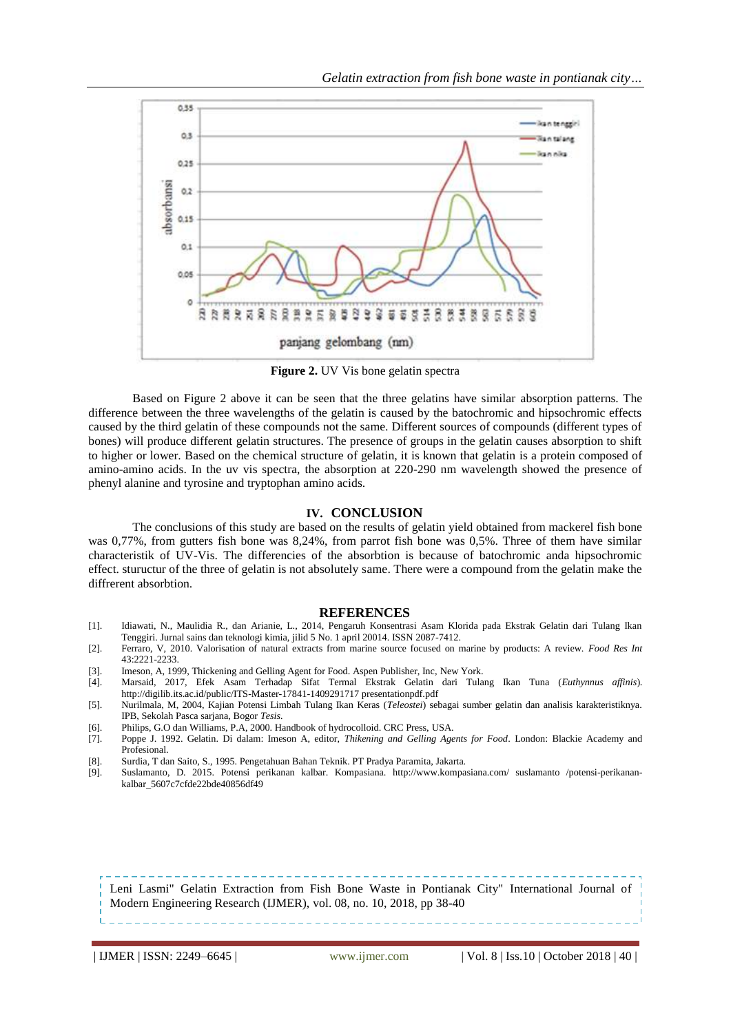0,35
0,3
0,25
0,2
0,15
0,1
0,05
0
absorbansi

Ikan tenggiri
Ikan talang
Ikan nila

panjang gelombang (nm)

**Figure 2.** UV Vis bone gelatin spectra

Based on Figure 2 above it can be seen that the three gelatins have similar absorption patterns. The difference between the three wavelengths of the gelatin is caused by the batochromic and hipsochromic effects caused by the third gelatin of these compounds not the same. Different sources of compounds (different types of bones) will produce different gelatin structures. The presence of groups in the gelatin causes absorption to shift to higher or lower. Based on the chemical structure of gelatin, it is known that gelatin is a protein composed of amino-amino acids. In the uv vis spectra, the absorption at 220-290 nm wavelength showed the presence of phenyl alanine and tyrosine and tryptophan amino acids.

## IV. CONCLUSION

The conclusions of this study are based on the results of gelatin yield obtained from mackerel fish bone was 0,77%, from gutters fish bone was 8,24%, from parrot fish bone was 0,5%. Three of them have similar characteristik of UV-Vis. The differencies of the absorbtion is because of batochromic anda hipsochromic effect. stuructur of the three of gelatin is not absolutely same. There were a compound from the gelatin make the diffrerent absorbtion.

## REFERENCES

[1]. Idiawati, N., Maulidia R., dan Arianie, L., 2014, Pengaruh Konsentrasi Asam Klorida pada Ekstrak Gelatin dari Tulang Ikan Tenggiri. Jurnal sains dan teknologi kimia, jilid 5 No. 1 april 20014. ISSN 2087-7412.

[2]. Ferraro, V, 2010. Valorisation of natural extracts from marine source focused on marine by products: A review. *Food Res Int* 43:2221-2233.

[3]. Imeson, A, 1999, Thickening and Gelling Agent for Food. Aspen Publisher, Inc, New York.

[4]. Marsaid, 2017, Efek Asam Terhadap Sifat Termal Ekstrak Gelatin dari Tulang Ikan Tuna (*Euthynnus affinis*). http://digilib.its.ac.id/public/ITS-Master-17841-1409291717 presentationpdf.pdf

[5]. Nurilmala, M, 2004, Kajian Potensi Limbah Tulang Ikan Keras (*Teleostei*) sebagai sumber gelatin dan analisis karakteristiknya. IPB, Sekolah Pasca sarjana, Bogor *Tesis*.

[6]. Philips, G.O dan Williams, P.A, 2000. Handbook of hydrocolloid. CRC Press, USA.

[7]. Poppe J. 1992. Gelatin. Di dalam: Imeson A, editor, *Thikening and Gelling Agents for Food*. London: Blackie Academy and Profesional.

[8]. Surdia, T dan Saito, S., 1995. Pengetahuan Bahan Teknik. PT Pradya Paramita, Jakarta.

[9]. Suslamanto, D. 2015. Potensi perikanan kalbar. Kompasiana. http://www.kompasiana.com/ suslamanto /potensi-perikanan-kalbar_5607c7cfde22bde40856df49

Leni Lasmi" Gelatin Extraction from Fish Bone Waste in Pontianak City" International Journal of Modern Engineering Research (IJMER), vol. 08, no. 10, 2018, pp 38-40